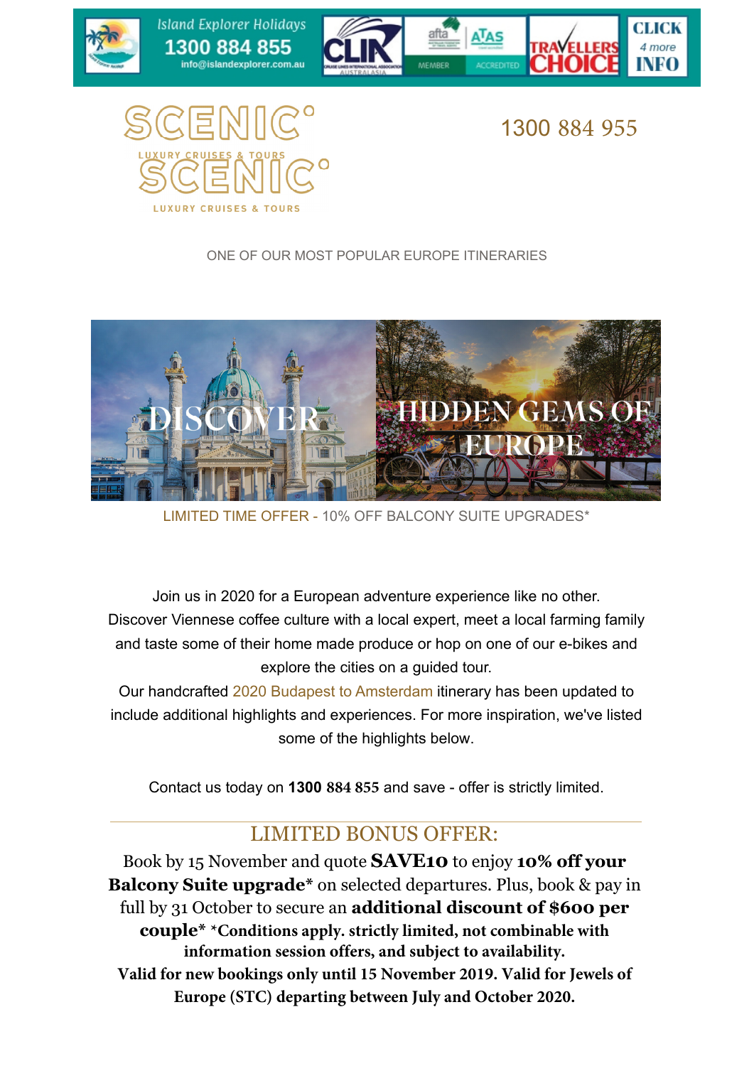Island Explorer Holidays
1300 884 855
info@islandexplorer.com.au

CLIA AUSTRALASIA | afta MEMBER | ATAS ACCREDITED | TRAVELLERS CHOICE | CLICK 4 more INFO

SCENIC°
LUXURY CRUISES & TOURS

SCENIC°
LUXURY CRUISES & TOURS

1300 884 955

ONE OF OUR MOST POPULAR EUROPE ITINERARIES

DISCOVER HIDDEN GEMS OF EUROPE

LIMITED TIME OFFER - 10% OFF BALCONY SUITE UPGRADES*

Join us in 2020 for a European adventure experience like no other. Discover Viennese coffee culture with a local expert, meet a local farming family and taste some of their home made produce or hop on one of our e-bikes and explore the cities on a guided tour.

Our handcrafted 2020 Budapest to Amsterdam itinerary has been updated to include additional highlights and experiences. For more inspiration, we've listed some of the highlights below.

Contact us today on **1300 884 855** and save - offer is strictly limited.

---

## LIMITED BONUS OFFER:

Book by 15 November and quote **SAVE10** to enjoy **10% off your Balcony Suite upgrade*** on selected departures. Plus, book & pay in full by 31 October to secure an **additional discount of $600 per couple*** ***Conditions apply. strictly limited, not combinable with information session offers, and subject to availability.**

**Valid for new bookings only until 15 November 2019. Valid for Jewels of Europe (STC) departing between July and October 2020.**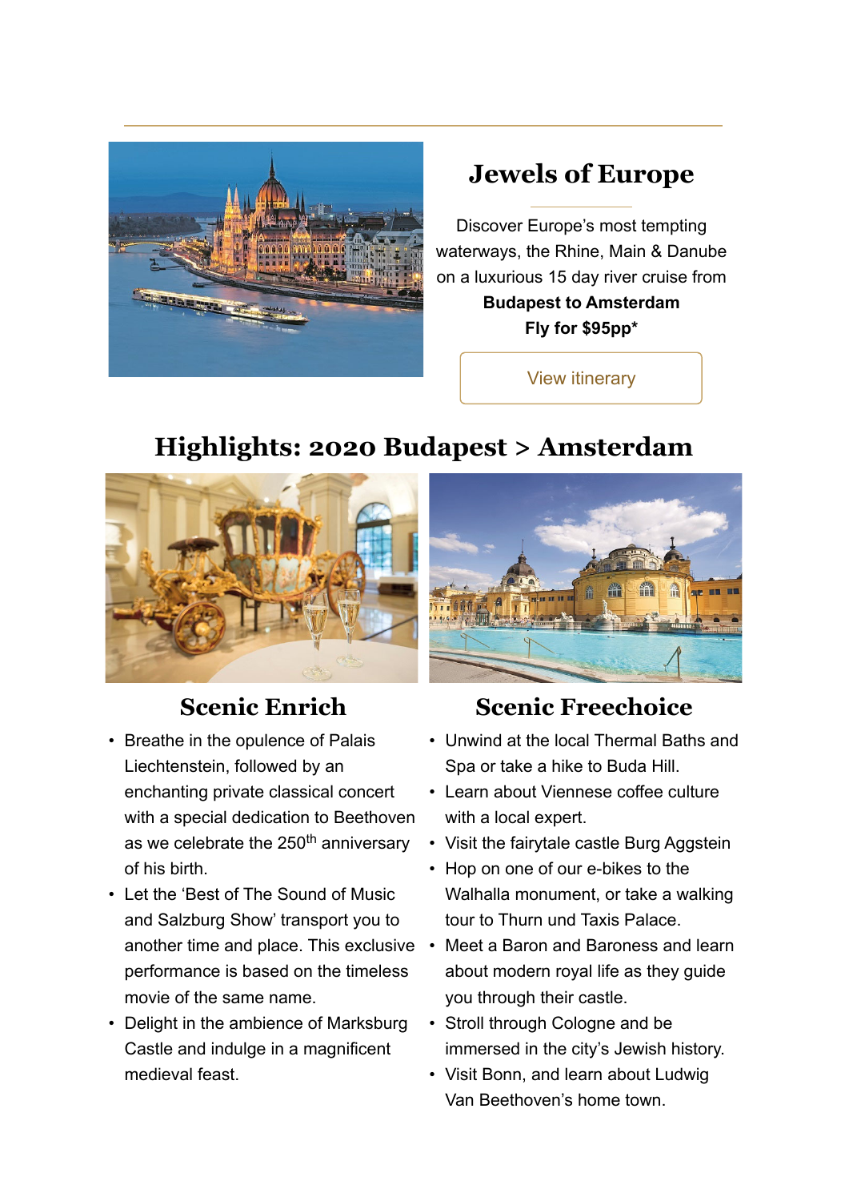## Jewels of Europe

Discover Europe's most tempting waterways, the Rhine, Main & Danube on a luxurious 15 day river cruise from

**Budapest to Amsterdam**

**Fly for $95pp***

View itinerary

## Highlights: 2020 Budapest > Amsterdam

### Scenic Enrich

- Breathe in the opulence of Palais Liechtenstein, followed by an enchanting private classical concert with a special dedication to Beethoven as we celebrate the 250th anniversary of his birth.
- Let the 'Best of The Sound of Music and Salzburg Show' transport you to another time and place. This exclusive performance is based on the timeless movie of the same name.
- Delight in the ambience of Marksburg Castle and indulge in a magnificent medieval feast.

### Scenic Freechoice

- Unwind at the local Thermal Baths and Spa or take a hike to Buda Hill.
- Learn about Viennese coffee culture with a local expert.
- Visit the fairytale castle Burg Aggstein
- Hop on one of our e-bikes to the Walhalla monument, or take a walking tour to Thurn und Taxis Palace.
- Meet a Baron and Baroness and learn about modern royal life as they guide you through their castle.
- Stroll through Cologne and be immersed in the city's Jewish history.
- Visit Bonn, and learn about Ludwig Van Beethoven's home town.